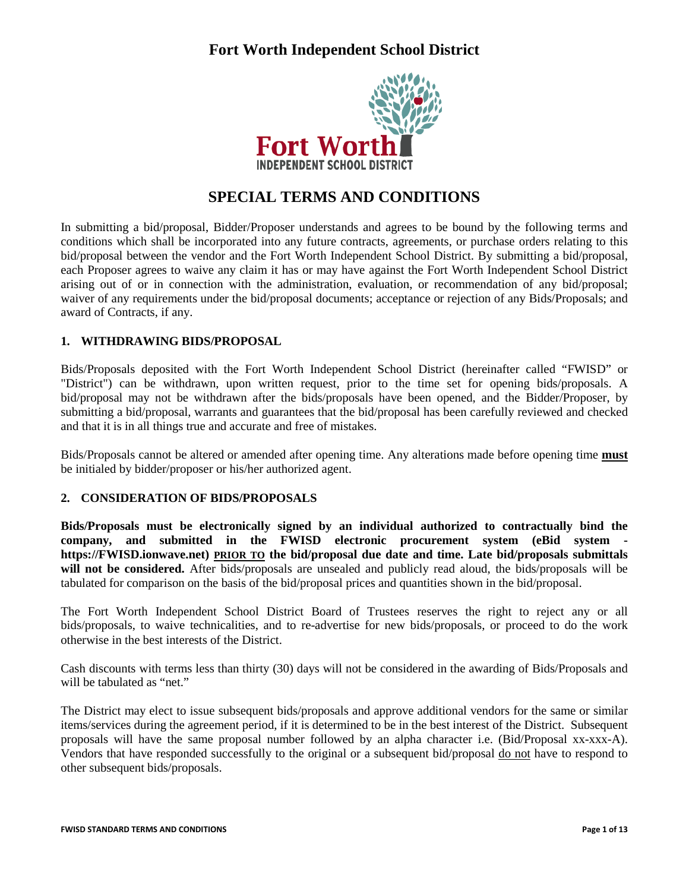# Fort Worth Independent School District

## SPECIAL TERMS AND CONDITIONS

In submitting a bid/proposal, Bidder/Proposer understands and agrees to be bound by the following terms and conditions which shall be incorporated into any future contracts, agreements, or purchase orders relating to this bid/proposal between the vendor and the Fort Worth Independent School District. By submitting a bid/proposal, each Proposer agrees to waive any claim it has or may have against the Fort Worth Independent School District arising out of or in connection with the administration, evaluation, or recommendation of any bid/proposal; waiver of any requirements under the bid/proposal documents; acceptance or rejection of any Bids/Proposals; and award of Contracts, if any.

### 1. WITHDRAWING BIDS/PROPOSAL

Bids/Proposals deposited with the Fort Worth Independent School District (hereinafter called "FWISD" or "District") can be withdrawn, upon written request, prior to the time set for opening bids/proposals. A bid/proposal may not be withdrawn after the bids/proposals have been opened, and the Bidder/Proposer, by submitting a bid/proposal, warrants and guarantees that the bid/proposal has been carefully reviewed and checked and that it is in all things true and accurate and free of mistakes.

Bids/Proposals cannot be altered or amended after opening time. Any alterations made before opening time **must** be initialed by bidder/proposer or his/her authorized agent.

### 2. CONSIDERATION OF BIDS/PROPOSALS

**Bids/Proposals must be electronically signed by an individual authorized to contractually bind the company, and submitted in the FWISD electronic procurement system (eBid system - https://FWISD.ionwave.net) PRIOR TO the bid/proposal due date and time. Late bid/proposals submittals will not be considered.** After bids/proposals are unsealed and publicly read aloud, the bids/proposals will be tabulated for comparison on the basis of the bid/proposal prices and quantities shown in the bid/proposal.

The Fort Worth Independent School District Board of Trustees reserves the right to reject any or all bids/proposals, to waive technicalities, and to re-advertise for new bids/proposals, or proceed to do the work otherwise in the best interests of the District.

Cash discounts with terms less than thirty (30) days will not be considered in the awarding of Bids/Proposals and will be tabulated as "net."

The District may elect to issue subsequent bids/proposals and approve additional vendors for the same or similar items/services during the agreement period, if it is determined to be in the best interest of the District. Subsequent proposals will have the same proposal number followed by an alpha character i.e. (Bid/Proposal xx-xxx-A). Vendors that have responded successfully to the original or a subsequent bid/proposal do not have to respond to other subsequent bids/proposals.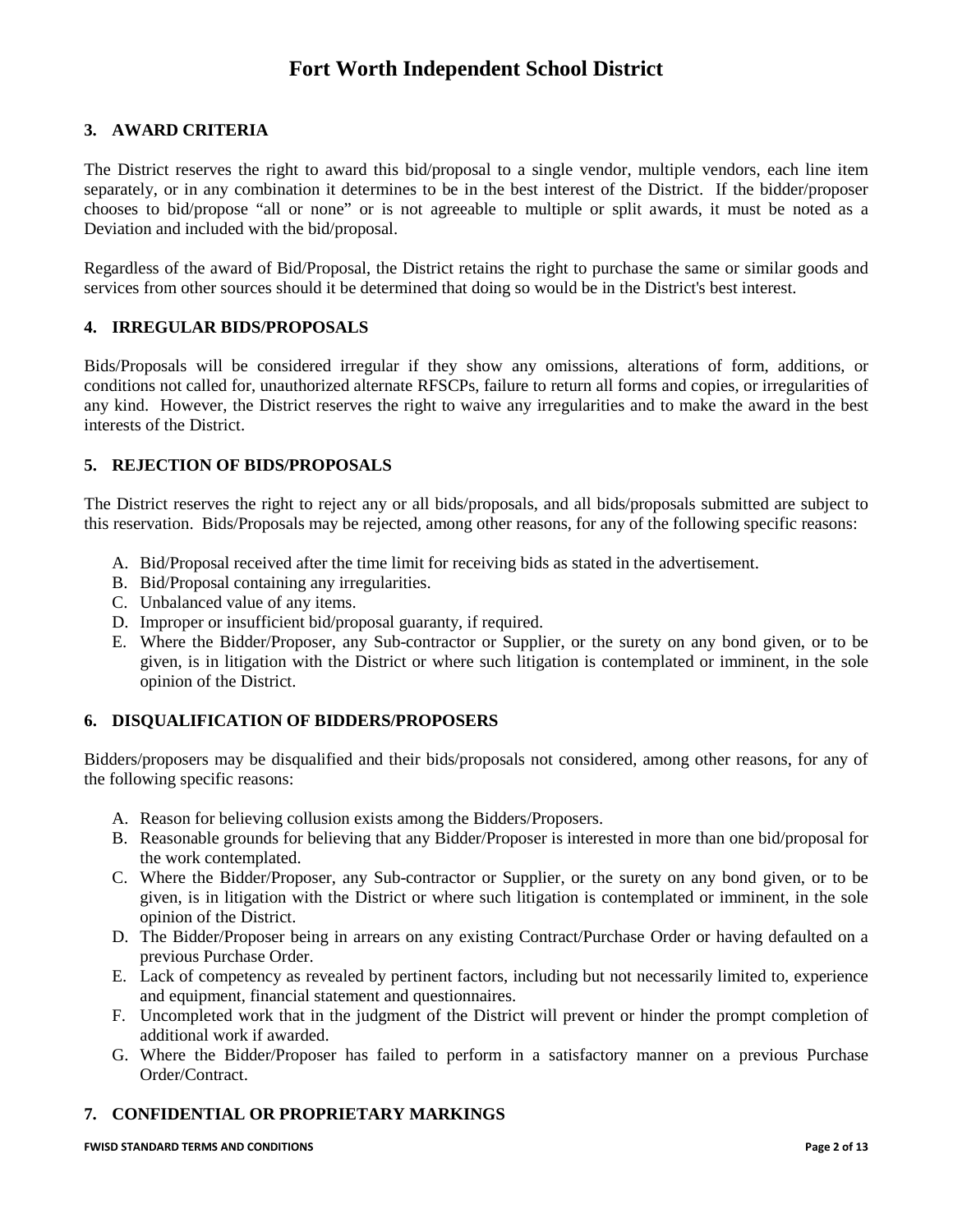## 3. AWARD CRITERIA

The District reserves the right to award this bid/proposal to a single vendor, multiple vendors, each line item separately, or in any combination it determines to be in the best interest of the District. If the bidder/proposer chooses to bid/propose "all or none" or is not agreeable to multiple or split awards, it must be noted as a Deviation and included with the bid/proposal.

Regardless of the award of Bid/Proposal, the District retains the right to purchase the same or similar goods and services from other sources should it be determined that doing so would be in the District's best interest.

## 4. IRREGULAR BIDS/PROPOSALS

Bids/Proposals will be considered irregular if they show any omissions, alterations of form, additions, or conditions not called for, unauthorized alternate RFSCPs, failure to return all forms and copies, or irregularities of any kind. However, the District reserves the right to waive any irregularities and to make the award in the best interests of the District.

## 5. REJECTION OF BIDS/PROPOSALS

The District reserves the right to reject any or all bids/proposals, and all bids/proposals submitted are subject to this reservation. Bids/Proposals may be rejected, among other reasons, for any of the following specific reasons:

A. Bid/Proposal received after the time limit for receiving bids as stated in the advertisement.
B. Bid/Proposal containing any irregularities.
C. Unbalanced value of any items.
D. Improper or insufficient bid/proposal guaranty, if required.
E. Where the Bidder/Proposer, any Sub-contractor or Supplier, or the surety on any bond given, or to be given, is in litigation with the District or where such litigation is contemplated or imminent, in the sole opinion of the District.

## 6. DISQUALIFICATION OF BIDDERS/PROPOSERS

Bidders/proposers may be disqualified and their bids/proposals not considered, among other reasons, for any of the following specific reasons:

A. Reason for believing collusion exists among the Bidders/Proposers.
B. Reasonable grounds for believing that any Bidder/Proposer is interested in more than one bid/proposal for the work contemplated.
C. Where the Bidder/Proposer, any Sub-contractor or Supplier, or the surety on any bond given, or to be given, is in litigation with the District or where such litigation is contemplated or imminent, in the sole opinion of the District.
D. The Bidder/Proposer being in arrears on any existing Contract/Purchase Order or having defaulted on a previous Purchase Order.
E. Lack of competency as revealed by pertinent factors, including but not necessarily limited to, experience and equipment, financial statement and questionnaires.
F. Uncompleted work that in the judgment of the District will prevent or hinder the prompt completion of additional work if awarded.
G. Where the Bidder/Proposer has failed to perform in a satisfactory manner on a previous Purchase Order/Contract.

## 7. CONFIDENTIAL OR PROPRIETARY MARKINGS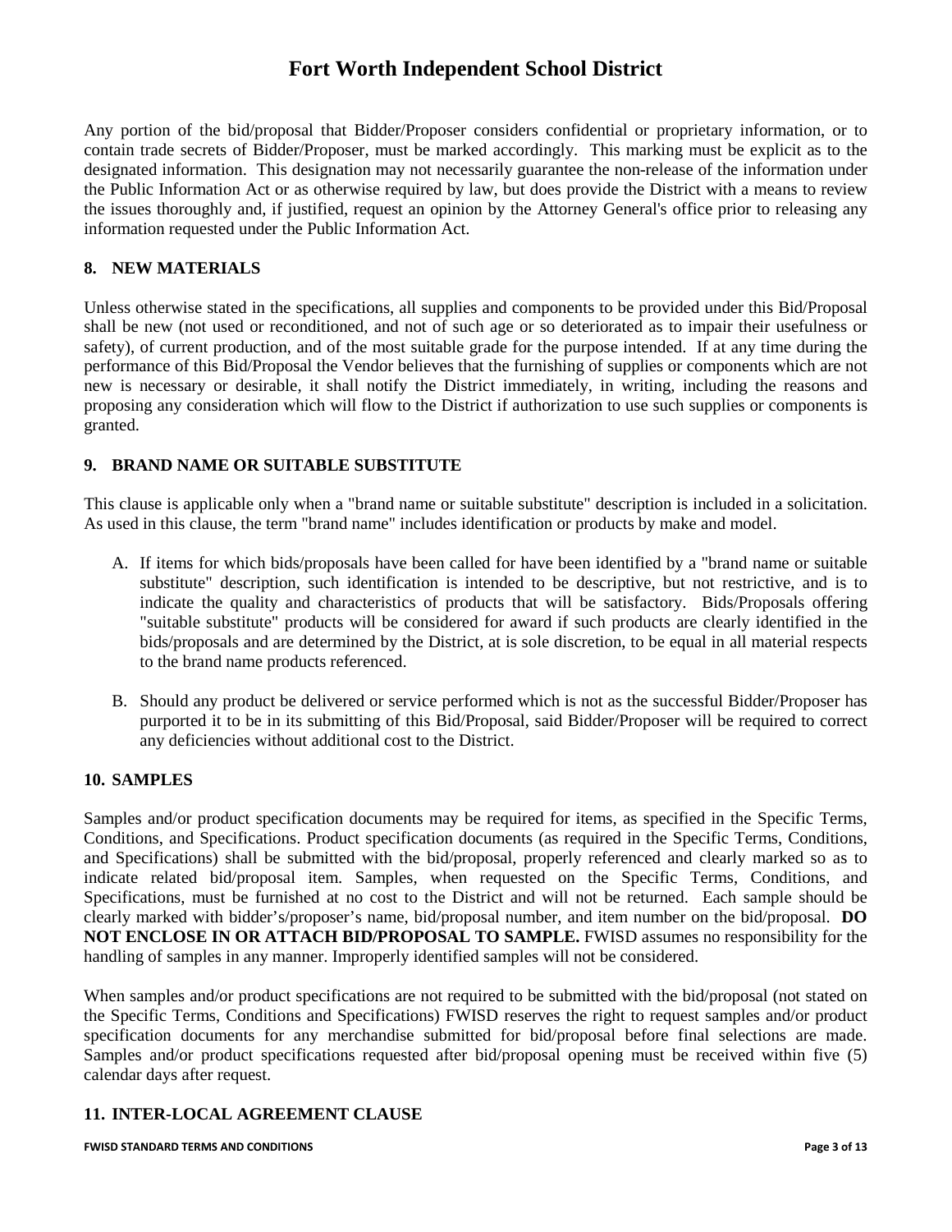Any portion of the bid/proposal that Bidder/Proposer considers confidential or proprietary information, or to contain trade secrets of Bidder/Proposer, must be marked accordingly. This marking must be explicit as to the designated information. This designation may not necessarily guarantee the non-release of the information under the Public Information Act or as otherwise required by law, but does provide the District with a means to review the issues thoroughly and, if justified, request an opinion by the Attorney General's office prior to releasing any information requested under the Public Information Act.

### 8. NEW MATERIALS

Unless otherwise stated in the specifications, all supplies and components to be provided under this Bid/Proposal shall be new (not used or reconditioned, and not of such age or so deteriorated as to impair their usefulness or safety), of current production, and of the most suitable grade for the purpose intended. If at any time during the performance of this Bid/Proposal the Vendor believes that the furnishing of supplies or components which are not new is necessary or desirable, it shall notify the District immediately, in writing, including the reasons and proposing any consideration which will flow to the District if authorization to use such supplies or components is granted.

### 9. BRAND NAME OR SUITABLE SUBSTITUTE

This clause is applicable only when a "brand name or suitable substitute" description is included in a solicitation. As used in this clause, the term "brand name" includes identification or products by make and model.

A. If items for which bids/proposals have been called for have been identified by a "brand name or suitable substitute" description, such identification is intended to be descriptive, but not restrictive, and is to indicate the quality and characteristics of products that will be satisfactory. Bids/Proposals offering "suitable substitute" products will be considered for award if such products are clearly identified in the bids/proposals and are determined by the District, at is sole discretion, to be equal in all material respects to the brand name products referenced.

B. Should any product be delivered or service performed which is not as the successful Bidder/Proposer has purported it to be in its submitting of this Bid/Proposal, said Bidder/Proposer will be required to correct any deficiencies without additional cost to the District.

### 10. SAMPLES

Samples and/or product specification documents may be required for items, as specified in the Specific Terms, Conditions, and Specifications. Product specification documents (as required in the Specific Terms, Conditions, and Specifications) shall be submitted with the bid/proposal, properly referenced and clearly marked so as to indicate related bid/proposal item. Samples, when requested on the Specific Terms, Conditions, and Specifications, must be furnished at no cost to the District and will not be returned. Each sample should be clearly marked with bidder's/proposer's name, bid/proposal number, and item number on the bid/proposal. **DO NOT ENCLOSE IN OR ATTACH BID/PROPOSAL TO SAMPLE.** FWISD assumes no responsibility for the handling of samples in any manner. Improperly identified samples will not be considered.

When samples and/or product specifications are not required to be submitted with the bid/proposal (not stated on the Specific Terms, Conditions and Specifications) FWISD reserves the right to request samples and/or product specification documents for any merchandise submitted for bid/proposal before final selections are made. Samples and/or product specifications requested after bid/proposal opening must be received within five (5) calendar days after request.

### 11. INTER-LOCAL AGREEMENT CLAUSE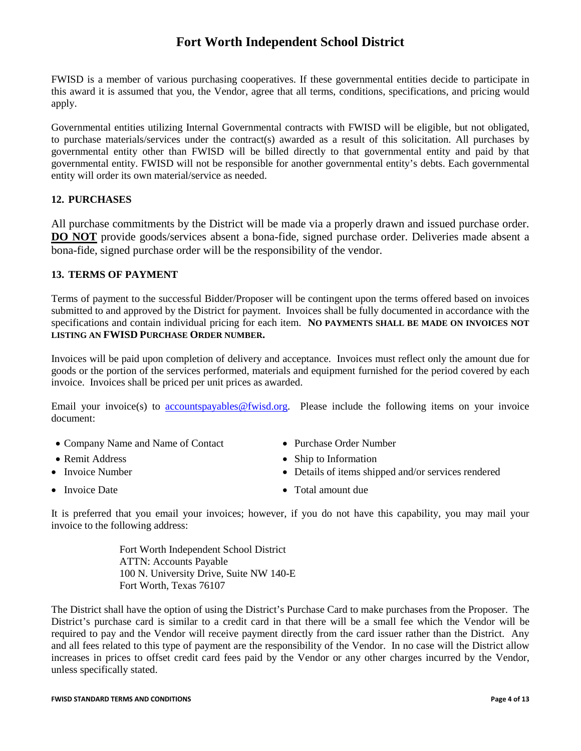# Fort Worth Independent School District

FWISD is a member of various purchasing cooperatives. If these governmental entities decide to participate in this award it is assumed that you, the Vendor, agree that all terms, conditions, specifications, and pricing would apply.

Governmental entities utilizing Internal Governmental contracts with FWISD will be eligible, but not obligated, to purchase materials/services under the contract(s) awarded as a result of this solicitation. All purchases by governmental entity other than FWISD will be billed directly to that governmental entity and paid by that governmental entity. FWISD will not be responsible for another governmental entity's debts. Each governmental entity will order its own material/service as needed.

### 12. PURCHASES

All purchase commitments by the District will be made via a properly drawn and issued purchase order. **DO NOT** provide goods/services absent a bona-fide, signed purchase order. Deliveries made absent a bona-fide, signed purchase order will be the responsibility of the vendor.

### 13. TERMS OF PAYMENT

Terms of payment to the successful Bidder/Proposer will be contingent upon the terms offered based on invoices submitted to and approved by the District for payment. Invoices shall be fully documented in accordance with the specifications and contain individual pricing for each item. **NO PAYMENTS SHALL BE MADE ON INVOICES NOT LISTING AN FWISD PURCHASE ORDER NUMBER.**

Invoices will be paid upon completion of delivery and acceptance. Invoices must reflect only the amount due for goods or the portion of the services performed, materials and equipment furnished for the period covered by each invoice. Invoices shall be priced per unit prices as awarded.

Email your invoice(s) to accountspayables@fwisd.org. Please include the following items on your invoice document:

- Company Name and Name of Contact
- Remit Address
- Invoice Number
- Invoice Date
- Purchase Order Number
- Ship to Information
- Details of items shipped and/or services rendered
- Total amount due

It is preferred that you email your invoices; however, if you do not have this capability, you may mail your invoice to the following address:

Fort Worth Independent School District
ATTN: Accounts Payable
100 N. University Drive, Suite NW 140-E
Fort Worth, Texas 76107

The District shall have the option of using the District's Purchase Card to make purchases from the Proposer. The District's purchase card is similar to a credit card in that there will be a small fee which the Vendor will be required to pay and the Vendor will receive payment directly from the card issuer rather than the District. Any and all fees related to this type of payment are the responsibility of the Vendor. In no case will the District allow increases in prices to offset credit card fees paid by the Vendor or any other charges incurred by the Vendor, unless specifically stated.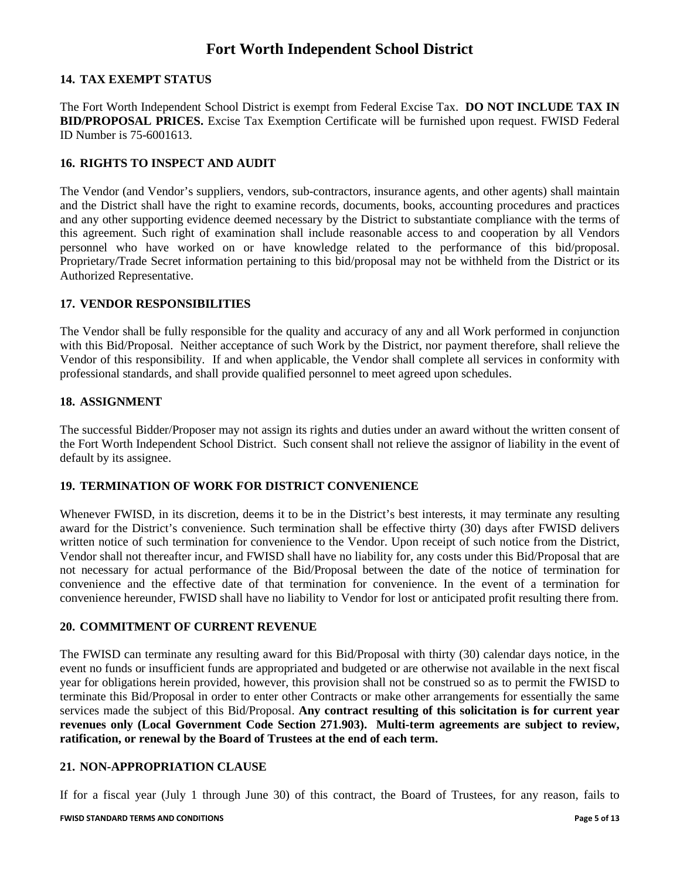# Fort Worth Independent School District

## 14. TAX EXEMPT STATUS

The Fort Worth Independent School District is exempt from Federal Excise Tax. **DO NOT INCLUDE TAX IN BID/PROPOSAL PRICES.** Excise Tax Exemption Certificate will be furnished upon request. FWISD Federal ID Number is 75-6001613.

## 16. RIGHTS TO INSPECT AND AUDIT

The Vendor (and Vendor's suppliers, vendors, sub-contractors, insurance agents, and other agents) shall maintain and the District shall have the right to examine records, documents, books, accounting procedures and practices and any other supporting evidence deemed necessary by the District to substantiate compliance with the terms of this agreement. Such right of examination shall include reasonable access to and cooperation by all Vendors personnel who have worked on or have knowledge related to the performance of this bid/proposal. Proprietary/Trade Secret information pertaining to this bid/proposal may not be withheld from the District or its Authorized Representative.

## 17. VENDOR RESPONSIBILITIES

The Vendor shall be fully responsible for the quality and accuracy of any and all Work performed in conjunction with this Bid/Proposal. Neither acceptance of such Work by the District, nor payment therefore, shall relieve the Vendor of this responsibility. If and when applicable, the Vendor shall complete all services in conformity with professional standards, and shall provide qualified personnel to meet agreed upon schedules.

## 18. ASSIGNMENT

The successful Bidder/Proposer may not assign its rights and duties under an award without the written consent of the Fort Worth Independent School District. Such consent shall not relieve the assignor of liability in the event of default by its assignee.

## 19. TERMINATION OF WORK FOR DISTRICT CONVENIENCE

Whenever FWISD, in its discretion, deems it to be in the District's best interests, it may terminate any resulting award for the District's convenience. Such termination shall be effective thirty (30) days after FWISD delivers written notice of such termination for convenience to the Vendor. Upon receipt of such notice from the District, Vendor shall not thereafter incur, and FWISD shall have no liability for, any costs under this Bid/Proposal that are not necessary for actual performance of the Bid/Proposal between the date of the notice of termination for convenience and the effective date of that termination for convenience. In the event of a termination for convenience hereunder, FWISD shall have no liability to Vendor for lost or anticipated profit resulting there from.

## 20. COMMITMENT OF CURRENT REVENUE

The FWISD can terminate any resulting award for this Bid/Proposal with thirty (30) calendar days notice, in the event no funds or insufficient funds are appropriated and budgeted or are otherwise not available in the next fiscal year for obligations herein provided, however, this provision shall not be construed so as to permit the FWISD to terminate this Bid/Proposal in order to enter other Contracts or make other arrangements for essentially the same services made the subject of this Bid/Proposal. **Any contract resulting of this solicitation is for current year revenues only (Local Government Code Section 271.903). Multi-term agreements are subject to review, ratification, or renewal by the Board of Trustees at the end of each term.**

## 21. NON-APPROPRIATION CLAUSE

If for a fiscal year (July 1 through June 30) of this contract, the Board of Trustees, for any reason, fails to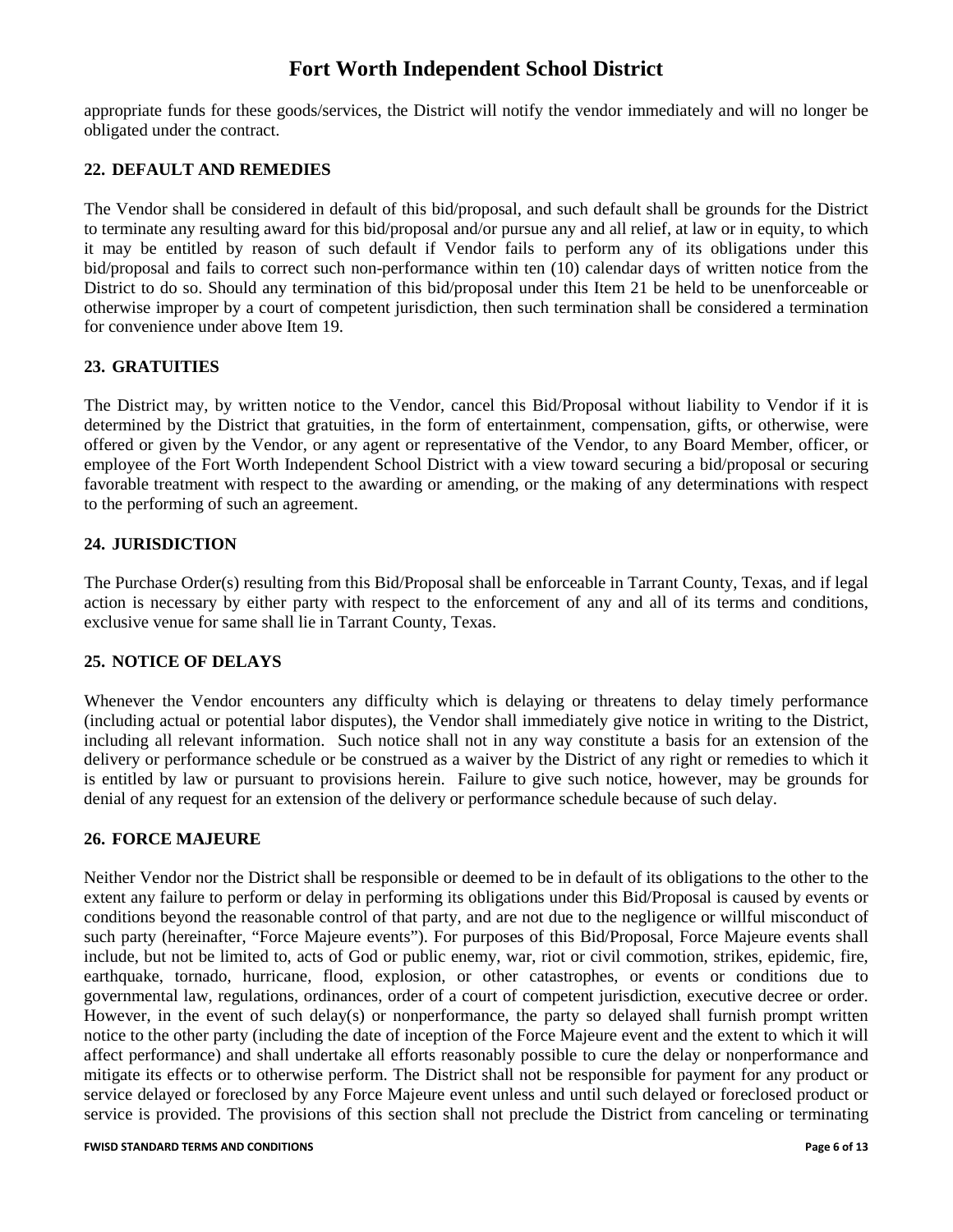appropriate funds for these goods/services, the District will notify the vendor immediately and will no longer be obligated under the contract.

## 22. DEFAULT AND REMEDIES

The Vendor shall be considered in default of this bid/proposal, and such default shall be grounds for the District to terminate any resulting award for this bid/proposal and/or pursue any and all relief, at law or in equity, to which it may be entitled by reason of such default if Vendor fails to perform any of its obligations under this bid/proposal and fails to correct such non-performance within ten (10) calendar days of written notice from the District to do so. Should any termination of this bid/proposal under this Item 21 be held to be unenforceable or otherwise improper by a court of competent jurisdiction, then such termination shall be considered a termination for convenience under above Item 19.

## 23. GRATUITIES

The District may, by written notice to the Vendor, cancel this Bid/Proposal without liability to Vendor if it is determined by the District that gratuities, in the form of entertainment, compensation, gifts, or otherwise, were offered or given by the Vendor, or any agent or representative of the Vendor, to any Board Member, officer, or employee of the Fort Worth Independent School District with a view toward securing a bid/proposal or securing favorable treatment with respect to the awarding or amending, or the making of any determinations with respect to the performing of such an agreement.

## 24. JURISDICTION

The Purchase Order(s) resulting from this Bid/Proposal shall be enforceable in Tarrant County, Texas, and if legal action is necessary by either party with respect to the enforcement of any and all of its terms and conditions, exclusive venue for same shall lie in Tarrant County, Texas.

## 25. NOTICE OF DELAYS

Whenever the Vendor encounters any difficulty which is delaying or threatens to delay timely performance (including actual or potential labor disputes), the Vendor shall immediately give notice in writing to the District, including all relevant information. Such notice shall not in any way constitute a basis for an extension of the delivery or performance schedule or be construed as a waiver by the District of any right or remedies to which it is entitled by law or pursuant to provisions herein. Failure to give such notice, however, may be grounds for denial of any request for an extension of the delivery or performance schedule because of such delay.

## 26. FORCE MAJEURE

Neither Vendor nor the District shall be responsible or deemed to be in default of its obligations to the other to the extent any failure to perform or delay in performing its obligations under this Bid/Proposal is caused by events or conditions beyond the reasonable control of that party, and are not due to the negligence or willful misconduct of such party (hereinafter, "Force Majeure events"). For purposes of this Bid/Proposal, Force Majeure events shall include, but not be limited to, acts of God or public enemy, war, riot or civil commotion, strikes, epidemic, fire, earthquake, tornado, hurricane, flood, explosion, or other catastrophes, or events or conditions due to governmental law, regulations, ordinances, order of a court of competent jurisdiction, executive decree or order. However, in the event of such delay(s) or nonperformance, the party so delayed shall furnish prompt written notice to the other party (including the date of inception of the Force Majeure event and the extent to which it will affect performance) and shall undertake all efforts reasonably possible to cure the delay or nonperformance and mitigate its effects or to otherwise perform. The District shall not be responsible for payment for any product or service delayed or foreclosed by any Force Majeure event unless and until such delayed or foreclosed product or service is provided. The provisions of this section shall not preclude the District from canceling or terminating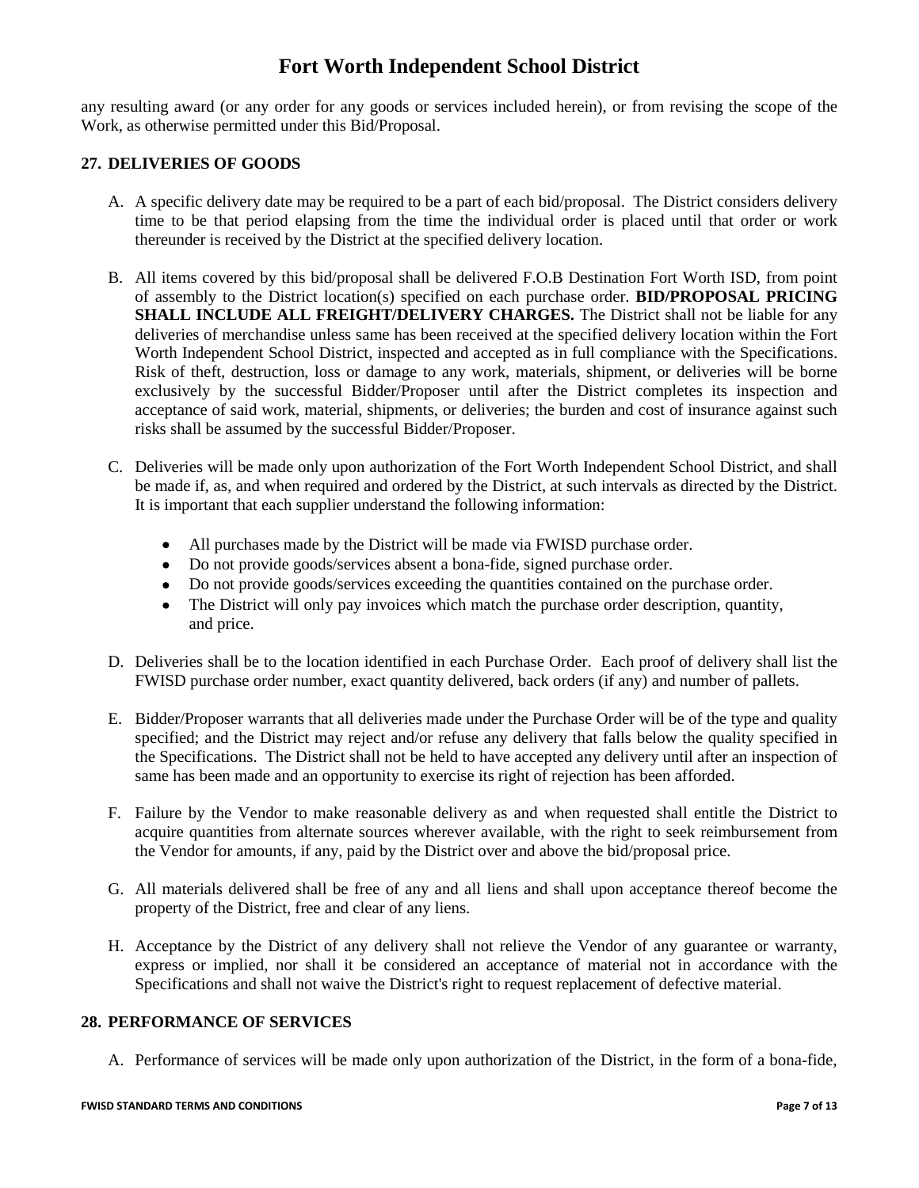any resulting award (or any order for any goods or services included herein), or from revising the scope of the Work, as otherwise permitted under this Bid/Proposal.

## 27. DELIVERIES OF GOODS

A. A specific delivery date may be required to be a part of each bid/proposal. The District considers delivery time to be that period elapsing from the time the individual order is placed until that order or work thereunder is received by the District at the specified delivery location.

B. All items covered by this bid/proposal shall be delivered F.O.B Destination Fort Worth ISD, from point of assembly to the District location(s) specified on each purchase order. **BID/PROPOSAL PRICING SHALL INCLUDE ALL FREIGHT/DELIVERY CHARGES.** The District shall not be liable for any deliveries of merchandise unless same has been received at the specified delivery location within the Fort Worth Independent School District, inspected and accepted as in full compliance with the Specifications. Risk of theft, destruction, loss or damage to any work, materials, shipment, or deliveries will be borne exclusively by the successful Bidder/Proposer until after the District completes its inspection and acceptance of said work, material, shipments, or deliveries; the burden and cost of insurance against such risks shall be assumed by the successful Bidder/Proposer.

C. Deliveries will be made only upon authorization of the Fort Worth Independent School District, and shall be made if, as, and when required and ordered by the District, at such intervals as directed by the District. It is important that each supplier understand the following information:

- All purchases made by the District will be made via FWISD purchase order.
- Do not provide goods/services absent a bona-fide, signed purchase order.
- Do not provide goods/services exceeding the quantities contained on the purchase order.
- The District will only pay invoices which match the purchase order description, quantity, and price.

D. Deliveries shall be to the location identified in each Purchase Order. Each proof of delivery shall list the FWISD purchase order number, exact quantity delivered, back orders (if any) and number of pallets.

E. Bidder/Proposer warrants that all deliveries made under the Purchase Order will be of the type and quality specified; and the District may reject and/or refuse any delivery that falls below the quality specified in the Specifications. The District shall not be held to have accepted any delivery until after an inspection of same has been made and an opportunity to exercise its right of rejection has been afforded.

F. Failure by the Vendor to make reasonable delivery as and when requested shall entitle the District to acquire quantities from alternate sources wherever available, with the right to seek reimbursement from the Vendor for amounts, if any, paid by the District over and above the bid/proposal price.

G. All materials delivered shall be free of any and all liens and shall upon acceptance thereof become the property of the District, free and clear of any liens.

H. Acceptance by the District of any delivery shall not relieve the Vendor of any guarantee or warranty, express or implied, nor shall it be considered an acceptance of material not in accordance with the Specifications and shall not waive the District's right to request replacement of defective material.

## 28. PERFORMANCE OF SERVICES

A. Performance of services will be made only upon authorization of the District, in the form of a bona-fide,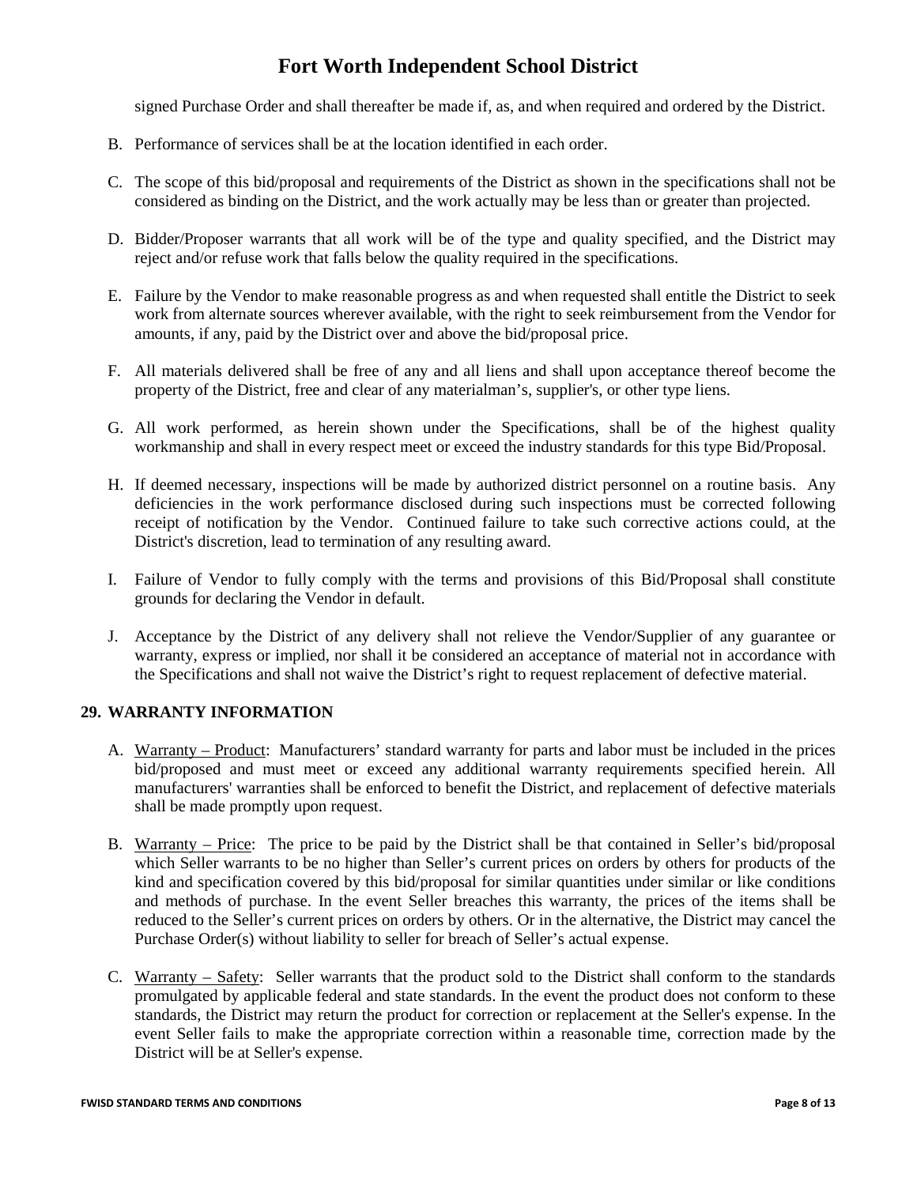signed Purchase Order and shall thereafter be made if, as, and when required and ordered by the District.

B. Performance of services shall be at the location identified in each order.

C. The scope of this bid/proposal and requirements of the District as shown in the specifications shall not be considered as binding on the District, and the work actually may be less than or greater than projected.

D. Bidder/Proposer warrants that all work will be of the type and quality specified, and the District may reject and/or refuse work that falls below the quality required in the specifications.

E. Failure by the Vendor to make reasonable progress as and when requested shall entitle the District to seek work from alternate sources wherever available, with the right to seek reimbursement from the Vendor for amounts, if any, paid by the District over and above the bid/proposal price.

F. All materials delivered shall be free of any and all liens and shall upon acceptance thereof become the property of the District, free and clear of any materialman's, supplier's, or other type liens.

G. All work performed, as herein shown under the Specifications, shall be of the highest quality workmanship and shall in every respect meet or exceed the industry standards for this type Bid/Proposal.

H. If deemed necessary, inspections will be made by authorized district personnel on a routine basis. Any deficiencies in the work performance disclosed during such inspections must be corrected following receipt of notification by the Vendor. Continued failure to take such corrective actions could, at the District's discretion, lead to termination of any resulting award.

I. Failure of Vendor to fully comply with the terms and provisions of this Bid/Proposal shall constitute grounds for declaring the Vendor in default.

J. Acceptance by the District of any delivery shall not relieve the Vendor/Supplier of any guarantee or warranty, express or implied, nor shall it be considered an acceptance of material not in accordance with the Specifications and shall not waive the District's right to request replacement of defective material.

## 29. WARRANTY INFORMATION

A. Warranty – Product: Manufacturers' standard warranty for parts and labor must be included in the prices bid/proposed and must meet or exceed any additional warranty requirements specified herein. All manufacturers' warranties shall be enforced to benefit the District, and replacement of defective materials shall be made promptly upon request.

B. Warranty – Price: The price to be paid by the District shall be that contained in Seller's bid/proposal which Seller warrants to be no higher than Seller's current prices on orders by others for products of the kind and specification covered by this bid/proposal for similar quantities under similar or like conditions and methods of purchase. In the event Seller breaches this warranty, the prices of the items shall be reduced to the Seller's current prices on orders by others. Or in the alternative, the District may cancel the Purchase Order(s) without liability to seller for breach of Seller's actual expense.

C. Warranty – Safety: Seller warrants that the product sold to the District shall conform to the standards promulgated by applicable federal and state standards. In the event the product does not conform to these standards, the District may return the product for correction or replacement at the Seller's expense. In the event Seller fails to make the appropriate correction within a reasonable time, correction made by the District will be at Seller's expense.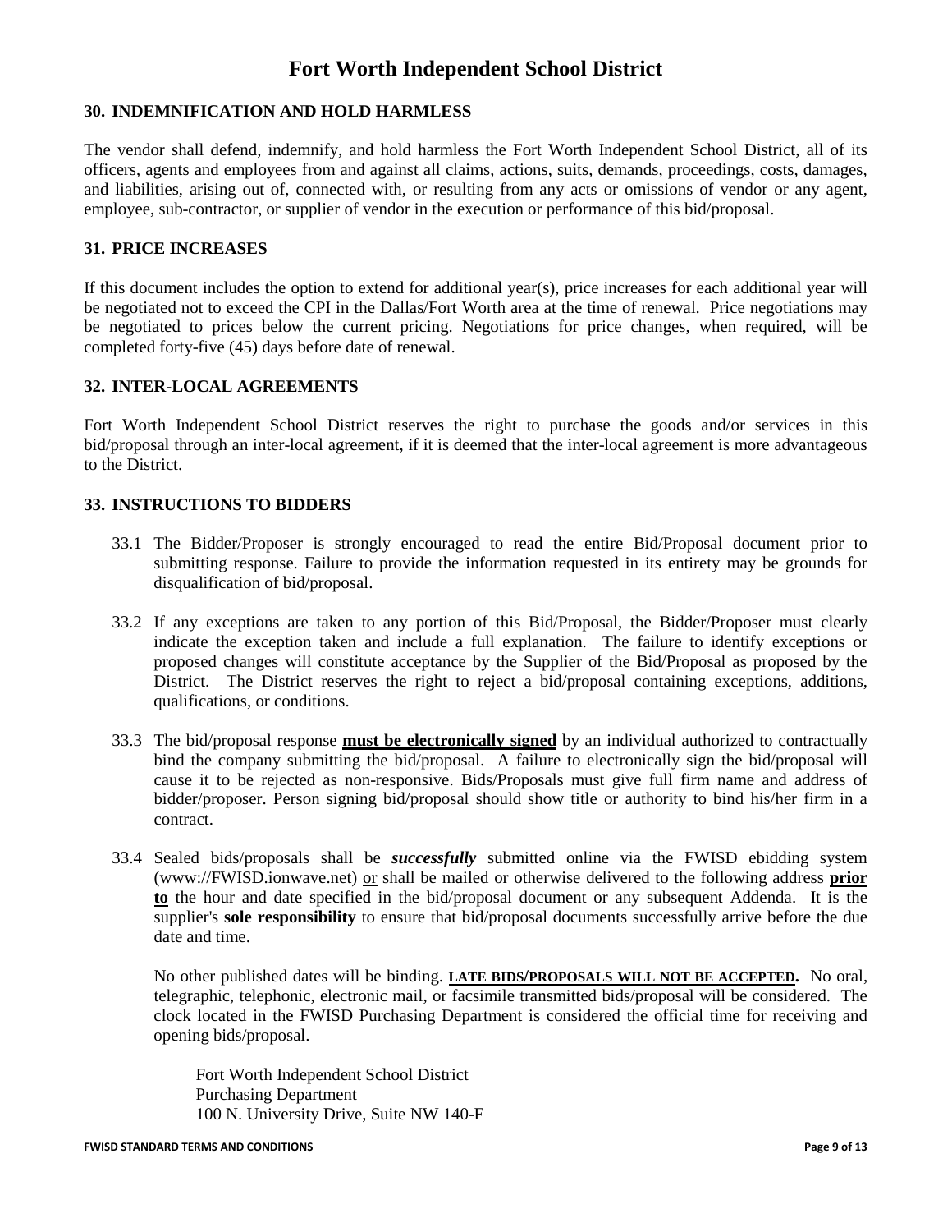# Fort Worth Independent School District

## 30. INDEMNIFICATION AND HOLD HARMLESS

The vendor shall defend, indemnify, and hold harmless the Fort Worth Independent School District, all of its officers, agents and employees from and against all claims, actions, suits, demands, proceedings, costs, damages, and liabilities, arising out of, connected with, or resulting from any acts or omissions of vendor or any agent, employee, sub-contractor, or supplier of vendor in the execution or performance of this bid/proposal.

## 31. PRICE INCREASES

If this document includes the option to extend for additional year(s), price increases for each additional year will be negotiated not to exceed the CPI in the Dallas/Fort Worth area at the time of renewal. Price negotiations may be negotiated to prices below the current pricing. Negotiations for price changes, when required, will be completed forty-five (45) days before date of renewal.

## 32. INTER-LOCAL AGREEMENTS

Fort Worth Independent School District reserves the right to purchase the goods and/or services in this bid/proposal through an inter-local agreement, if it is deemed that the inter-local agreement is more advantageous to the District.

## 33. INSTRUCTIONS TO BIDDERS

33.1 The Bidder/Proposer is strongly encouraged to read the entire Bid/Proposal document prior to submitting response. Failure to provide the information requested in its entirety may be grounds for disqualification of bid/proposal.

33.2 If any exceptions are taken to any portion of this Bid/Proposal, the Bidder/Proposer must clearly indicate the exception taken and include a full explanation. The failure to identify exceptions or proposed changes will constitute acceptance by the Supplier of the Bid/Proposal as proposed by the District. The District reserves the right to reject a bid/proposal containing exceptions, additions, qualifications, or conditions.

33.3 The bid/proposal response <u>**must be electronically signed**</u> by an individual authorized to contractually bind the company submitting the bid/proposal. A failure to electronically sign the bid/proposal will cause it to be rejected as non-responsive. Bids/Proposals must give full firm name and address of bidder/proposer. Person signing bid/proposal should show title or authority to bind his/her firm in a contract.

33.4 Sealed bids/proposals shall be ***successfully*** submitted online via the FWISD ebidding system (www://FWISD.ionwave.net) <u>or</u> shall be mailed or otherwise delivered to the following address <u>**prior to**</u> the hour and date specified in the bid/proposal document or any subsequent Addenda. It is the supplier's **sole responsibility** to ensure that bid/proposal documents successfully arrive before the due date and time.

No other published dates will be binding. <u>**LATE BIDS/PROPOSALS WILL NOT BE ACCEPTED**</u>**.** No oral, telegraphic, telephonic, electronic mail, or facsimile transmitted bids/proposal will be considered. The clock located in the FWISD Purchasing Department is considered the official time for receiving and opening bids/proposal.

Fort Worth Independent School District  
Purchasing Department  
100 N. University Drive, Suite NW 140-F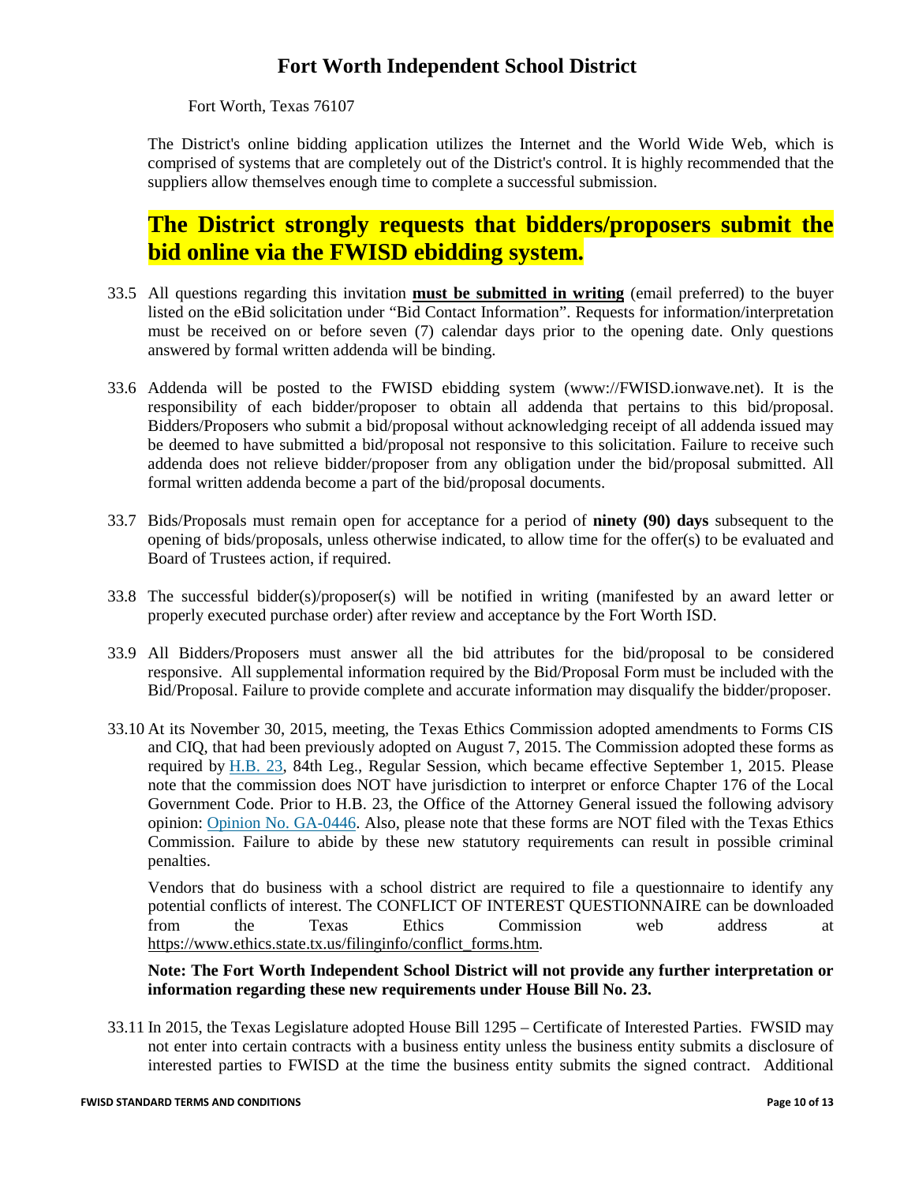# Fort Worth Independent School District

Fort Worth, Texas 76107

The District's online bidding application utilizes the Internet and the World Wide Web, which is comprised of systems that are completely out of the District's control. It is highly recommended that the suppliers allow themselves enough time to complete a successful submission.

## **The District strongly requests that bidders/proposers submit the bid online via the FWISD ebidding system.**

33.5 All questions regarding this invitation **must be submitted in writing** (email preferred) to the buyer listed on the eBid solicitation under "Bid Contact Information". Requests for information/interpretation must be received on or before seven (7) calendar days prior to the opening date. Only questions answered by formal written addenda will be binding.

33.6 Addenda will be posted to the FWISD ebidding system (www://FWISD.ionwave.net). It is the responsibility of each bidder/proposer to obtain all addenda that pertains to this bid/proposal. Bidders/Proposers who submit a bid/proposal without acknowledging receipt of all addenda issued may be deemed to have submitted a bid/proposal not responsive to this solicitation. Failure to receive such addenda does not relieve bidder/proposer from any obligation under the bid/proposal submitted. All formal written addenda become a part of the bid/proposal documents.

33.7 Bids/Proposals must remain open for acceptance for a period of **ninety (90) days** subsequent to the opening of bids/proposals, unless otherwise indicated, to allow time for the offer(s) to be evaluated and Board of Trustees action, if required.

33.8 The successful bidder(s)/proposer(s) will be notified in writing (manifested by an award letter or properly executed purchase order) after review and acceptance by the Fort Worth ISD.

33.9 All Bidders/Proposers must answer all the bid attributes for the bid/proposal to be considered responsive. All supplemental information required by the Bid/Proposal Form must be included with the Bid/Proposal. Failure to provide complete and accurate information may disqualify the bidder/proposer.

33.10 At its November 30, 2015, meeting, the Texas Ethics Commission adopted amendments to Forms CIS and CIQ, that had been previously adopted on August 7, 2015. The Commission adopted these forms as required by H.B. 23, 84th Leg., Regular Session, which became effective September 1, 2015. Please note that the commission does NOT have jurisdiction to interpret or enforce Chapter 176 of the Local Government Code. Prior to H.B. 23, the Office of the Attorney General issued the following advisory opinion: Opinion No. GA-0446. Also, please note that these forms are NOT filed with the Texas Ethics Commission. Failure to abide by these new statutory requirements can result in possible criminal penalties.

Vendors that do business with a school district are required to file a questionnaire to identify any potential conflicts of interest. The CONFLICT OF INTEREST QUESTIONNAIRE can be downloaded from the Texas Ethics Commission web address at https://www.ethics.state.tx.us/filinginfo/conflict_forms.htm.

**Note: The Fort Worth Independent School District will not provide any further interpretation or information regarding these new requirements under House Bill No. 23.**

33.11 In 2015, the Texas Legislature adopted House Bill 1295 – Certificate of Interested Parties. FWSID may not enter into certain contracts with a business entity unless the business entity submits a disclosure of interested parties to FWISD at the time the business entity submits the signed contract. Additional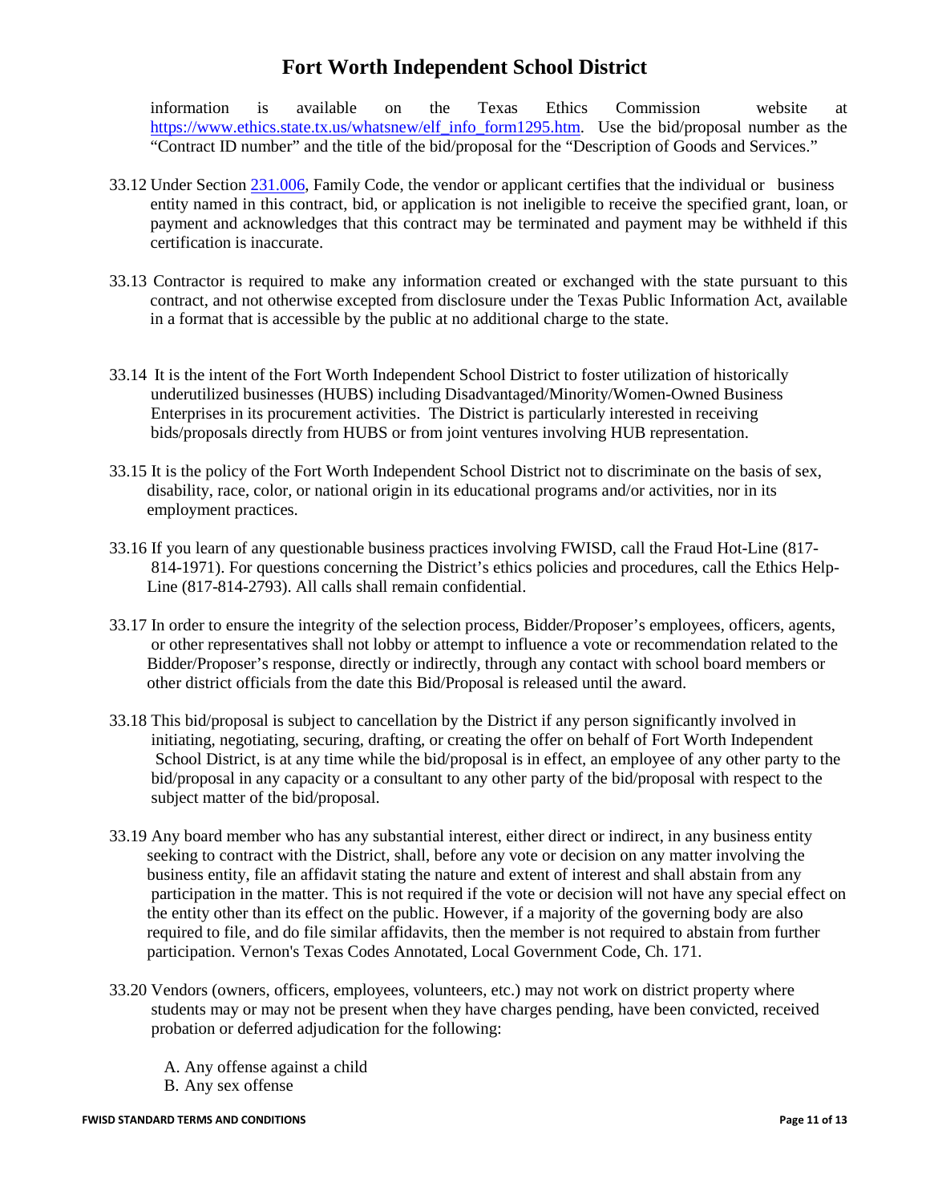information is available on the Texas Ethics Commission website at [https://www.ethics.state.tx.us/whatsnew/elf_info_form1295.htm](https://www.ethics.state.tx.us/whatsnew/elf_info_form1295.htm). Use the bid/proposal number as the "Contract ID number" and the title of the bid/proposal for the "Description of Goods and Services."

33.12 Under Section 231.006, Family Code, the vendor or applicant certifies that the individual or business entity named in this contract, bid, or application is not ineligible to receive the specified grant, loan, or payment and acknowledges that this contract may be terminated and payment may be withheld if this certification is inaccurate.

33.13 Contractor is required to make any information created or exchanged with the state pursuant to this contract, and not otherwise excepted from disclosure under the Texas Public Information Act, available in a format that is accessible by the public at no additional charge to the state.

33.14 It is the intent of the Fort Worth Independent School District to foster utilization of historically underutilized businesses (HUBS) including Disadvantaged/Minority/Women-Owned Business Enterprises in its procurement activities. The District is particularly interested in receiving bids/proposals directly from HUBS or from joint ventures involving HUB representation.

33.15 It is the policy of the Fort Worth Independent School District not to discriminate on the basis of sex, disability, race, color, or national origin in its educational programs and/or activities, nor in its employment practices.

33.16 If you learn of any questionable business practices involving FWISD, call the Fraud Hot-Line (817-814-1971). For questions concerning the District's ethics policies and procedures, call the Ethics Help-Line (817-814-2793). All calls shall remain confidential.

33.17 In order to ensure the integrity of the selection process, Bidder/Proposer's employees, officers, agents, or other representatives shall not lobby or attempt to influence a vote or recommendation related to the Bidder/Proposer's response, directly or indirectly, through any contact with school board members or other district officials from the date this Bid/Proposal is released until the award.

33.18 This bid/proposal is subject to cancellation by the District if any person significantly involved in initiating, negotiating, securing, drafting, or creating the offer on behalf of Fort Worth Independent School District, is at any time while the bid/proposal is in effect, an employee of any other party to the bid/proposal in any capacity or a consultant to any other party of the bid/proposal with respect to the subject matter of the bid/proposal.

33.19 Any board member who has any substantial interest, either direct or indirect, in any business entity seeking to contract with the District, shall, before any vote or decision on any matter involving the business entity, file an affidavit stating the nature and extent of interest and shall abstain from any participation in the matter. This is not required if the vote or decision will not have any special effect on the entity other than its effect on the public. However, if a majority of the governing body are also required to file, and do file similar affidavits, then the member is not required to abstain from further participation. Vernon's Texas Codes Annotated, Local Government Code, Ch. 171.

33.20 Vendors (owners, officers, employees, volunteers, etc.) may not work on district property where students may or may not be present when they have charges pending, have been convicted, received probation or deferred adjudication for the following:

A. Any offense against a child
B. Any sex offense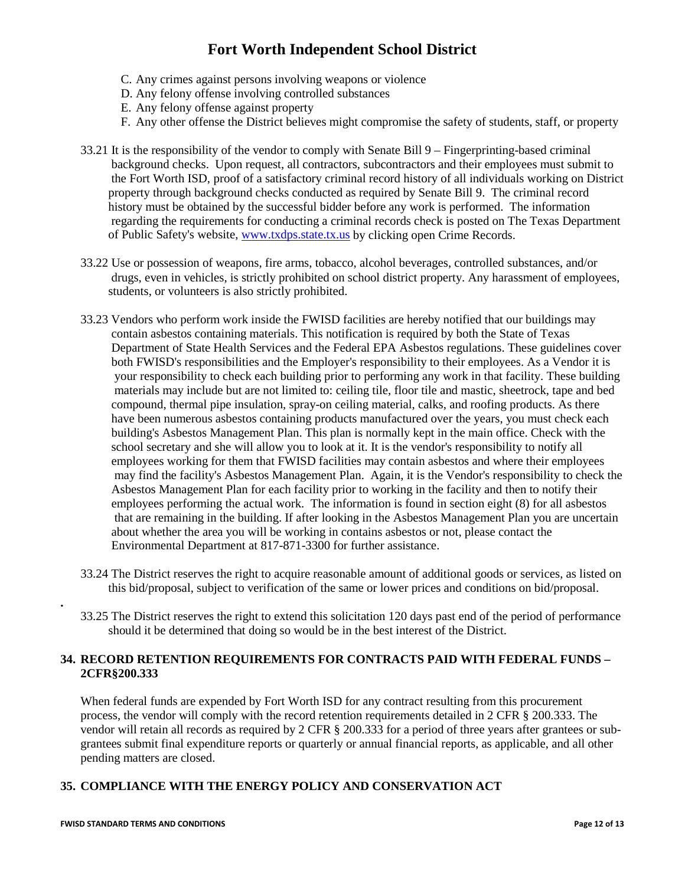C. Any crimes against persons involving weapons or violence
D. Any felony offense involving controlled substances
E. Any felony offense against property
F. Any other offense the District believes might compromise the safety of students, staff, or property

33.21 It is the responsibility of the vendor to comply with Senate Bill 9 – Fingerprinting-based criminal background checks. Upon request, all contractors, subcontractors and their employees must submit to the Fort Worth ISD, proof of a satisfactory criminal record history of all individuals working on District property through background checks conducted as required by Senate Bill 9. The criminal record history must be obtained by the successful bidder before any work is performed. The information regarding the requirements for conducting a criminal records check is posted on The Texas Department of Public Safety's website, www.txdps.state.tx.us by clicking open Crime Records.

33.22 Use or possession of weapons, fire arms, tobacco, alcohol beverages, controlled substances, and/or drugs, even in vehicles, is strictly prohibited on school district property. Any harassment of employees, students, or volunteers is also strictly prohibited.

33.23 Vendors who perform work inside the FWISD facilities are hereby notified that our buildings may contain asbestos containing materials. This notification is required by both the State of Texas Department of State Health Services and the Federal EPA Asbestos regulations. These guidelines cover both FWISD's responsibilities and the Employer's responsibility to their employees. As a Vendor it is your responsibility to check each building prior to performing any work in that facility. These building materials may include but are not limited to: ceiling tile, floor tile and mastic, sheetrock, tape and bed compound, thermal pipe insulation, spray-on ceiling material, calks, and roofing products. As there have been numerous asbestos containing products manufactured over the years, you must check each building's Asbestos Management Plan. This plan is normally kept in the main office. Check with the school secretary and she will allow you to look at it. It is the vendor's responsibility to notify all employees working for them that FWISD facilities may contain asbestos and where their employees may find the facility's Asbestos Management Plan. Again, it is the Vendor's responsibility to check the Asbestos Management Plan for each facility prior to working in the facility and then to notify their employees performing the actual work. The information is found in section eight (8) for all asbestos that are remaining in the building. If after looking in the Asbestos Management Plan you are uncertain about whether the area you will be working in contains asbestos or not, please contact the Environmental Department at 817-871-3300 for further assistance.

33.24 The District reserves the right to acquire reasonable amount of additional goods or services, as listed on this bid/proposal, subject to verification of the same or lower prices and conditions on bid/proposal.

33.25 The District reserves the right to extend this solicitation 120 days past end of the period of performance should it be determined that doing so would be in the best interest of the District.

## 34. RECORD RETENTION REQUIREMENTS FOR CONTRACTS PAID WITH FEDERAL FUNDS – 2CFR§200.333

When federal funds are expended by Fort Worth ISD for any contract resulting from this procurement process, the vendor will comply with the record retention requirements detailed in 2 CFR § 200.333. The vendor will retain all records as required by 2 CFR § 200.333 for a period of three years after grantees or sub-grantees submit final expenditure reports or quarterly or annual financial reports, as applicable, and all other pending matters are closed.

## 35. COMPLIANCE WITH THE ENERGY POLICY AND CONSERVATION ACT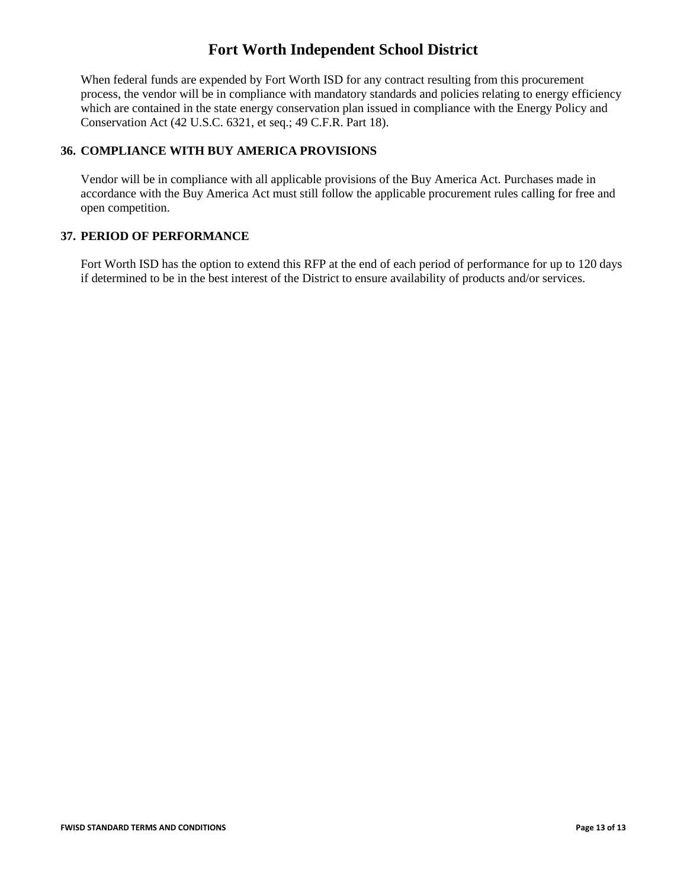When federal funds are expended by Fort Worth ISD for any contract resulting from this procurement process, the vendor will be in compliance with mandatory standards and policies relating to energy efficiency which are contained in the state energy conservation plan issued in compliance with the Energy Policy and Conservation Act (42 U.S.C. 6321, et seq.; 49 C.F.R. Part 18).

## 36. COMPLIANCE WITH BUY AMERICA PROVISIONS

Vendor will be in compliance with all applicable provisions of the Buy America Act. Purchases made in accordance with the Buy America Act must still follow the applicable procurement rules calling for free and open competition.

## 37. PERIOD OF PERFORMANCE

Fort Worth ISD has the option to extend this RFP at the end of each period of performance for up to 120 days if determined to be in the best interest of the District to ensure availability of products and/or services.